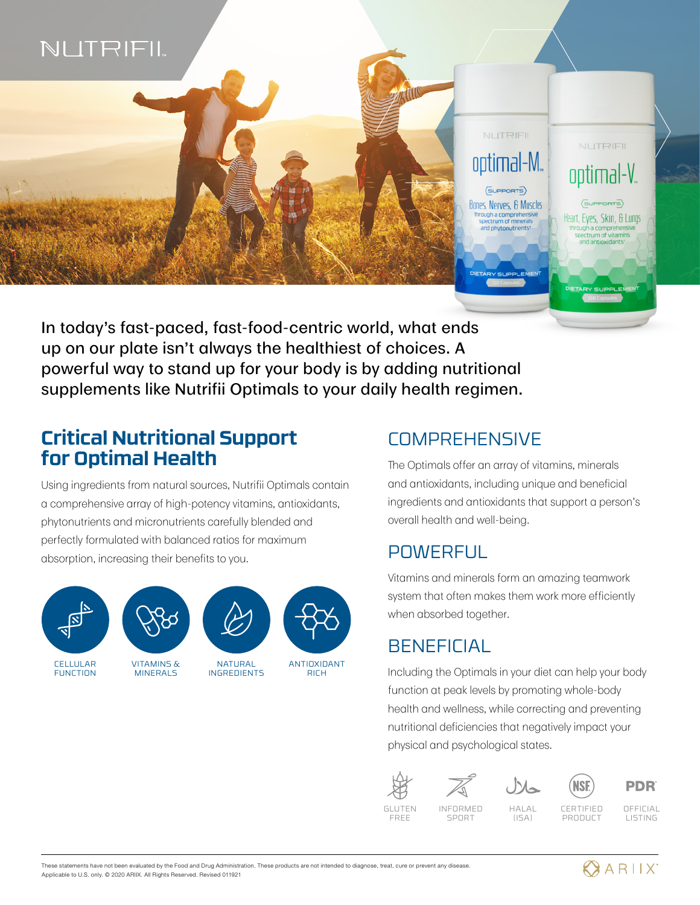NUTRIFII

In today's fast-paced, fast-food-centric world, what ends up on our plate isn't always the healthiest of choices. A powerful way to stand up for your body is by adding nutritional supplements like Nutrifii Optimals to your daily health regimen.

## Critical Nutritional Support for Optimal Health

Using ingredients from natural sources, Nutrifii Optimals contain a comprehensive array of high-potency vitamins, antioxidants, phytonutrients and micronutrients carefully blended and perfectly formulated with balanced ratios for maximum absorption, increasing their benefits to you.

CELLULAR FUNCTION

VITAMINS & MINERALS

NATURAL INGREDIENTS

ANTIOXIDANT RICH

## COMPREHENSIVE

The Optimals offer an array of vitamins, minerals and antioxidants, including unique and beneficial ingredients and antioxidants that support a person's overall health and well-being.

## POWERFUL

Vitamins and minerals form an amazing teamwork system that often makes them work more efficiently when absorbed together.

## BENEFICIAL

Including the Optimals in your diet can help your body function at peak levels by promoting whole-body health and wellness, while correcting and preventing nutritional deficiencies that negatively impact your physical and psychological states.

GLUTEN FREE

INFORMED SPORT

HALAL (ISA)

CERTIFIED PRODUCT

OFFICIAL LISTING

These statements have not been evaluated by the Food and Drug Administration. These products are not intended to diagnose, treat, cure or prevent any disease. Applicable to U.S. only. © 2020 ARIIX. All Rights Reserved. Revised 011921

ARIIX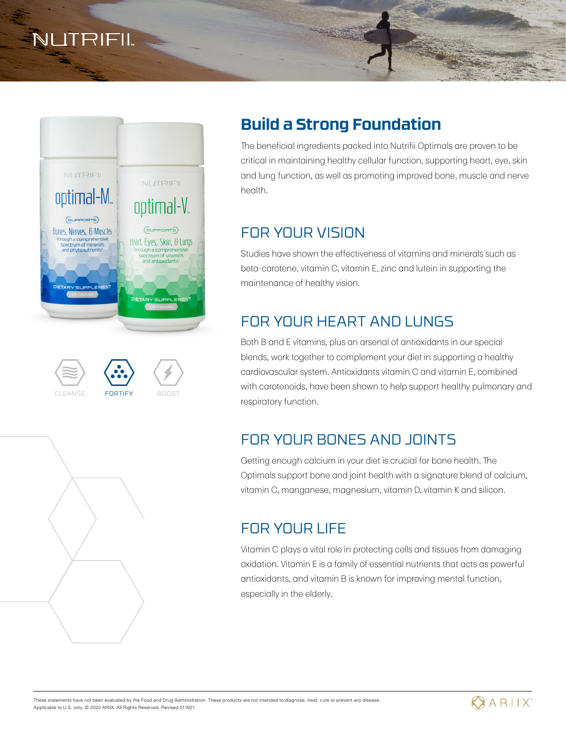NUTRIFII

## Build a Strong Foundation

The beneficial ingredients packed into Nutrifii Optimals are proven to be critical in maintaining healthy cellular function, supporting heart, eye, skin and lung function, as well as promoting improved bone, muscle and nerve health.

CLEANSE FORTIFY BOOST

### FOR YOUR VISION

Studies have shown the effectiveness of vitamins and minerals such as beta-carotene, vitamin C, vitamin E, zinc and lutein in supporting the maintenance of healthy vision.

### FOR YOUR HEART AND LUNGS

Both B and E vitamins, plus an arsenal of antioxidants in our special blends, work together to complement your diet in supporting a healthy cardiovascular system. Antioxidants vitamin C and vitamin E, combined with carotenoids, have been shown to help support healthy pulmonary and respiratory function.

### FOR YOUR BONES AND JOINTS

Getting enough calcium in your diet is crucial for bone health. The Optimals support bone and joint health with a signature blend of calcium, vitamin C, manganese, magnesium, vitamin D, vitamin K and silicon.

### FOR YOUR LIFE

Vitamin C plays a vital role in protecting cells and tissues from damaging oxidation. Vitamin E is a family of essential nutrients that acts as powerful antioxidants, and vitamin B is known for improving mental function, especially in the elderly.

These statements have not been evaluated by the Food and Drug Administration. These products are not intended to diagnose, treat, cure or prevent any disease. Applicable to U.S. only. © 2020 ARIIX. All Rights Reserved. Revised 011921

ARIIX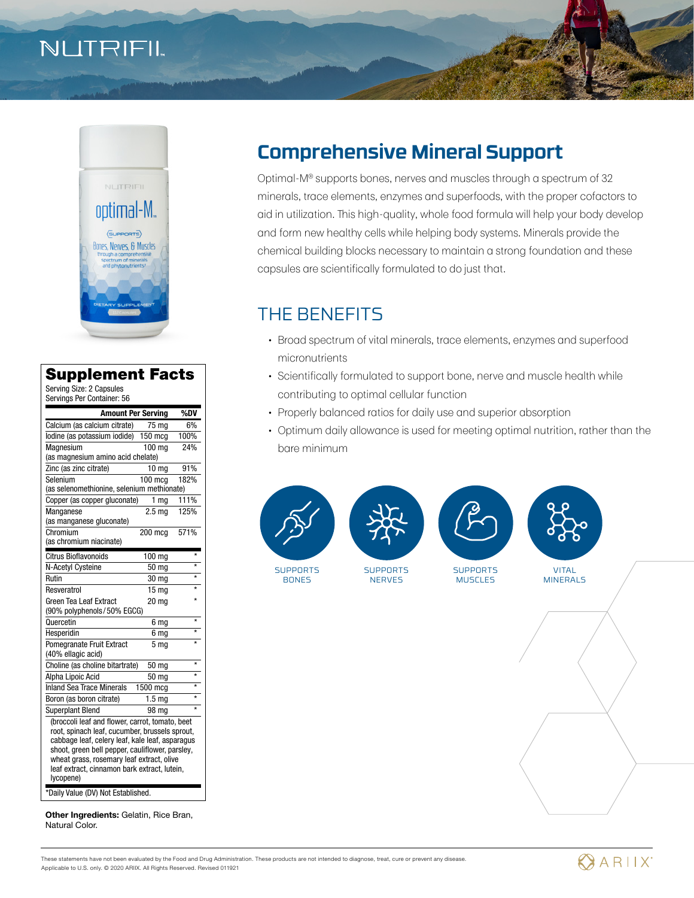NUTRIFII

# Comprehensive Mineral Support

Optimal-M® supports bones, nerves and muscles through a spectrum of 32 minerals, trace elements, enzymes and superfoods, with the proper cofactors to aid in utilization. This high-quality, whole food formula will help your body develop and form new healthy cells while helping body systems. Minerals provide the chemical building blocks necessary to maintain a strong foundation and these capsules are scientifically formulated to do just that.

## THE BENEFITS

- Broad spectrum of vital minerals, trace elements, enzymes and superfood micronutrients
- Scientifically formulated to support bone, nerve and muscle health while contributing to optimal cellular function
- Properly balanced ratios for daily use and superior absorption
- Optimum daily allowance is used for meeting optimal nutrition, rather than the bare minimum

SUPPORTS BONES | SUPPORTS NERVES | SUPPORTS MUSCLES | VITAL MINERALS

## Supplement Facts

Serving Size: 2 Capsules
Servings Per Container: 56

| | Amount Per Serving | %DV |
|---|---|---|
| Calcium (as calcium citrate) | 75 mg | 6% |
| Iodine (as potassium iodide) | 150 mcg | 100% |
| Magnesium (as magnesium amino acid chelate) | 100 mg | 24% |
| Zinc (as zinc citrate) | 10 mg | 91% |
| Selenium (as selenomethionine, selenium methionate) | 100 mcg | 182% |
| Copper (as copper gluconate) | 1 mg | 111% |
| Manganese (as manganese gluconate) | 2.5 mg | 125% |
| Chromium (as chromium niacinate) | 200 mcg | 571% |
| Citrus Bioflavonoids | 100 mg | * |
| N-Acetyl Cysteine | 50 mg | * |
| Rutin | 30 mg | * |
| Resveratrol | 15 mg | * |
| Green Tea Leaf Extract (90% polyphenols / 50% EGCG) | 20 mg | * |
| Quercetin | 6 mg | * |
| Hesperidin | 6 mg | * |
| Pomegranate Fruit Extract (40% ellagic acid) | 5 mg | * |
| Choline (as choline bitartrate) | 50 mg | * |
| Alpha Lipoic Acid | 50 mg | * |
| Inland Sea Trace Minerals | 1500 mcg | * |
| Boron (as boron citrate) | 1.5 mg | * |
| Superplant Blend | 98 mg | * |

(broccoli leaf and flower, carrot, tomato, beet root, spinach leaf, cucumber, brussels sprout, cabbage leaf, celery leaf, kale leaf, asparagus shoot, green bell pepper, cauliflower, parsley, wheat grass, rosemary leaf extract, olive leaf extract, cinnamon bark extract, lutein, lycopene)

*Daily Value (DV) Not Established.

**Other Ingredients:** Gelatin, Rice Bran, Natural Color.

These statements have not been evaluated by the Food and Drug Administration. These products are not intended to diagnose, treat, cure or prevent any disease.
Applicable to U.S. only. © 2020 ARIIX. All Rights Reserved. Revised 011921

ARIIX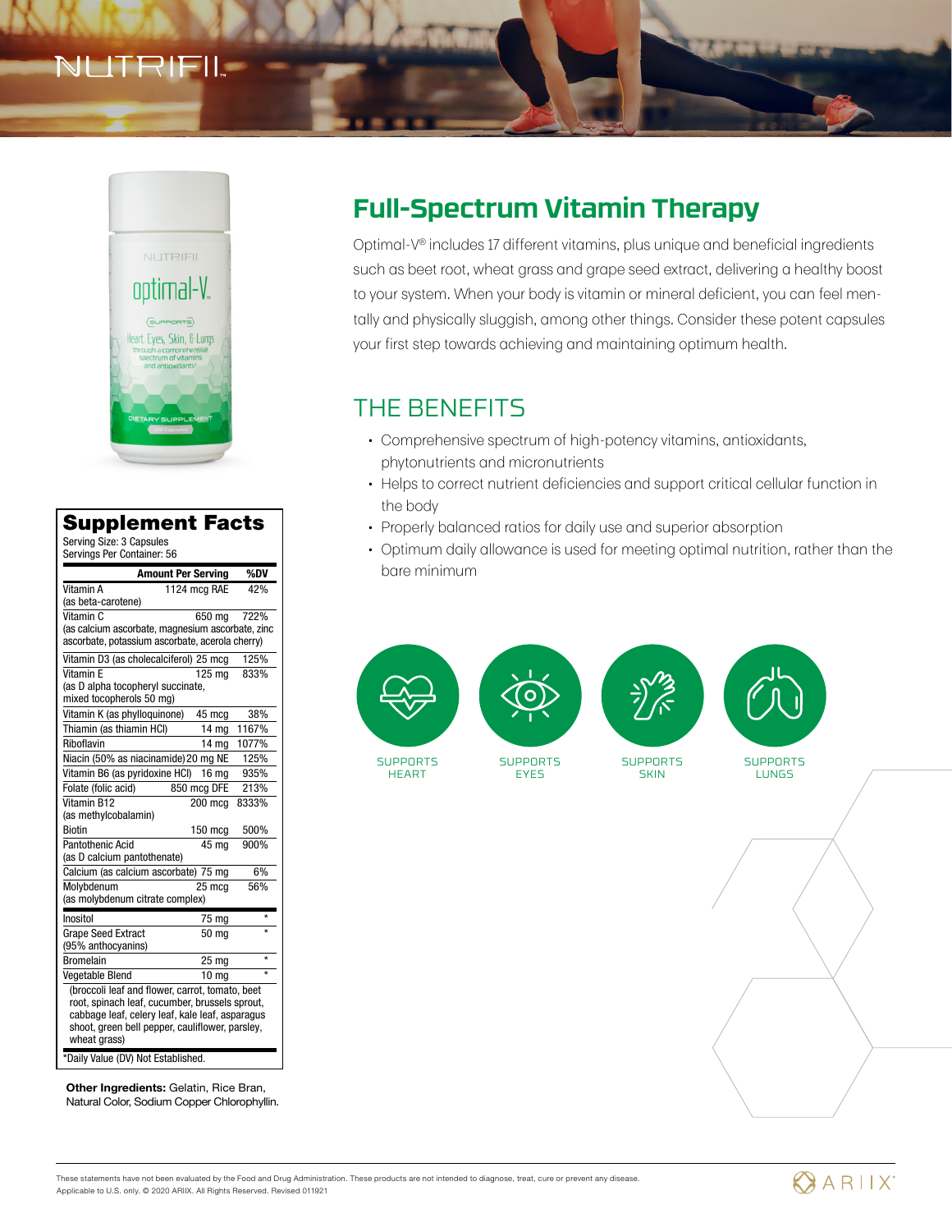NUTRIFII

# Full-Spectrum Vitamin Therapy

Optimal-V® includes 17 different vitamins, plus unique and beneficial ingredients such as beet root, wheat grass and grape seed extract, delivering a healthy boost to your system. When your body is vitamin or mineral deficient, you can feel mentally and physically sluggish, among other things. Consider these potent capsules your first step towards achieving and maintaining optimum health.

## THE BENEFITS

- Comprehensive spectrum of high-potency vitamins, antioxidants, phytonutrients and micronutrients
- Helps to correct nutrient deficiencies and support critical cellular function in the body
- Properly balanced ratios for daily use and superior absorption
- Optimum daily allowance is used for meeting optimal nutrition, rather than the bare minimum

SUPPORTS HEART

SUPPORTS EYES

SUPPORTS SKIN

SUPPORTS LUNGS

## Supplement Facts

Serving Size: 3 Capsules
Servings Per Container: 56

| | Amount Per Serving | %DV |
|---|---|---|
| Vitamin A (as beta-carotene) | 1124 mcg RAE | 42% |
| Vitamin C (as calcium ascorbate, magnesium ascorbate, zinc ascorbate, potassium ascorbate, acerola cherry) | 650 mg | 722% |
| Vitamin D3 (as cholecalciferol) | 25 mcg | 125% |
| Vitamin E (as D alpha tocopheryl succinate, mixed tocopherols 50 mg) | 125 mg | 833% |
| Vitamin K (as phylloquinone) | 45 mcg | 38% |
| Thiamin (as thiamin HCl) | 14 mg | 1167% |
| Riboflavin | 14 mg | 1077% |
| Niacin (50% as niacinamide) | 20 mg NE | 125% |
| Vitamin B6 (as pyridoxine HCl) | 16 mg | 935% |
| Folate (folic acid) | 850 mcg DFE | 213% |
| Vitamin B12 (as methylcobalamin) | 200 mcg | 8333% |
| Biotin | 150 mcg | 500% |
| Pantothenic Acid (as D calcium pantothenate) | 45 mg | 900% |
| Calcium (as calcium ascorbate) | 75 mg | 6% |
| Molybdenum (as molybdenum citrate complex) | 25 mcg | 56% |
| Inositol | 75 mg | * |
| Grape Seed Extract (95% anthocyanins) | 50 mg | * |
| Bromelain | 25 mg | * |
| Vegetable Blend (broccoli leaf and flower, carrot, tomato, beet root, spinach leaf, cucumber, brussels sprout, cabbage leaf, celery leaf, kale leaf, asparagus shoot, green bell pepper, cauliflower, parsley, wheat grass) | 10 mg | * |

*Daily Value (DV) Not Established.

**Other Ingredients:** Gelatin, Rice Bran, Natural Color, Sodium Copper Chlorophyllin.

These statements have not been evaluated by the Food and Drug Administration. These products are not intended to diagnose, treat, cure or prevent any disease.
Applicable to U.S. only. © 2020 ARIIX. All Rights Reserved. Revised 011921

ARIIX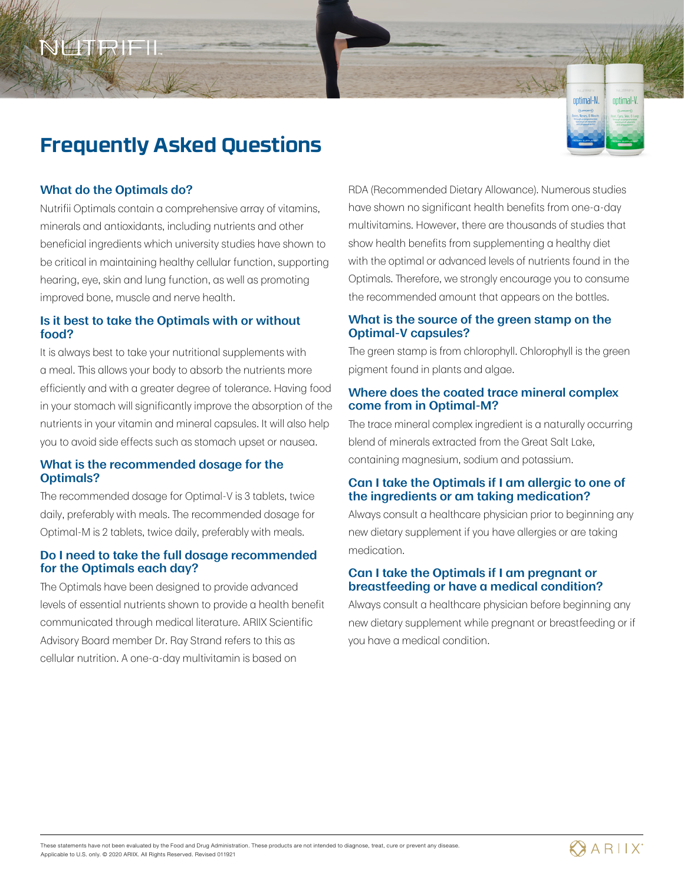NUTRIFII

# Frequently Asked Questions

### What do the Optimals do?

Nutrifii Optimals contain a comprehensive array of vitamins, minerals and antioxidants, including nutrients and other beneficial ingredients which university studies have shown to be critical in maintaining healthy cellular function, supporting hearing, eye, skin and lung function, as well as promoting improved bone, muscle and nerve health.

### Is it best to take the Optimals with or without food?

It is always best to take your nutritional supplements with a meal. This allows your body to absorb the nutrients more efficiently and with a greater degree of tolerance. Having food in your stomach will significantly improve the absorption of the nutrients in your vitamin and mineral capsules. It will also help you to avoid side effects such as stomach upset or nausea.

### What is the recommended dosage for the Optimals?

The recommended dosage for Optimal-V is 3 tablets, twice daily, preferably with meals. The recommended dosage for Optimal-M is 2 tablets, twice daily, preferably with meals.

### Do I need to take the full dosage recommended for the Optimals each day?

The Optimals have been designed to provide advanced levels of essential nutrients shown to provide a health benefit communicated through medical literature. ARIIX Scientific Advisory Board member Dr. Ray Strand refers to this as cellular nutrition. A one-a-day multivitamin is based on RDA (Recommended Dietary Allowance). Numerous studies have shown no significant health benefits from one-a-day multivitamins. However, there are thousands of studies that show health benefits from supplementing a healthy diet with the optimal or advanced levels of nutrients found in the Optimals. Therefore, we strongly encourage you to consume the recommended amount that appears on the bottles.

### What is the source of the green stamp on the Optimal-V capsules?

The green stamp is from chlorophyll. Chlorophyll is the green pigment found in plants and algae.

### Where does the coated trace mineral complex come from in Optimal-M?

The trace mineral complex ingredient is a naturally occurring blend of minerals extracted from the Great Salt Lake, containing magnesium, sodium and potassium.

### Can I take the Optimals if I am allergic to one of the ingredients or am taking medication?

Always consult a healthcare physician prior to beginning any new dietary supplement if you have allergies or are taking medication.

### Can I take the Optimals if I am pregnant or breastfeeding or have a medical condition?

Always consult a healthcare physician before beginning any new dietary supplement while pregnant or breastfeeding or if you have a medical condition.

These statements have not been evaluated by the Food and Drug Administration. These products are not intended to diagnose, treat, cure or prevent any disease. Applicable to U.S. only. © 2020 ARIIX. All Rights Reserved. Revised 011921

ARIIX